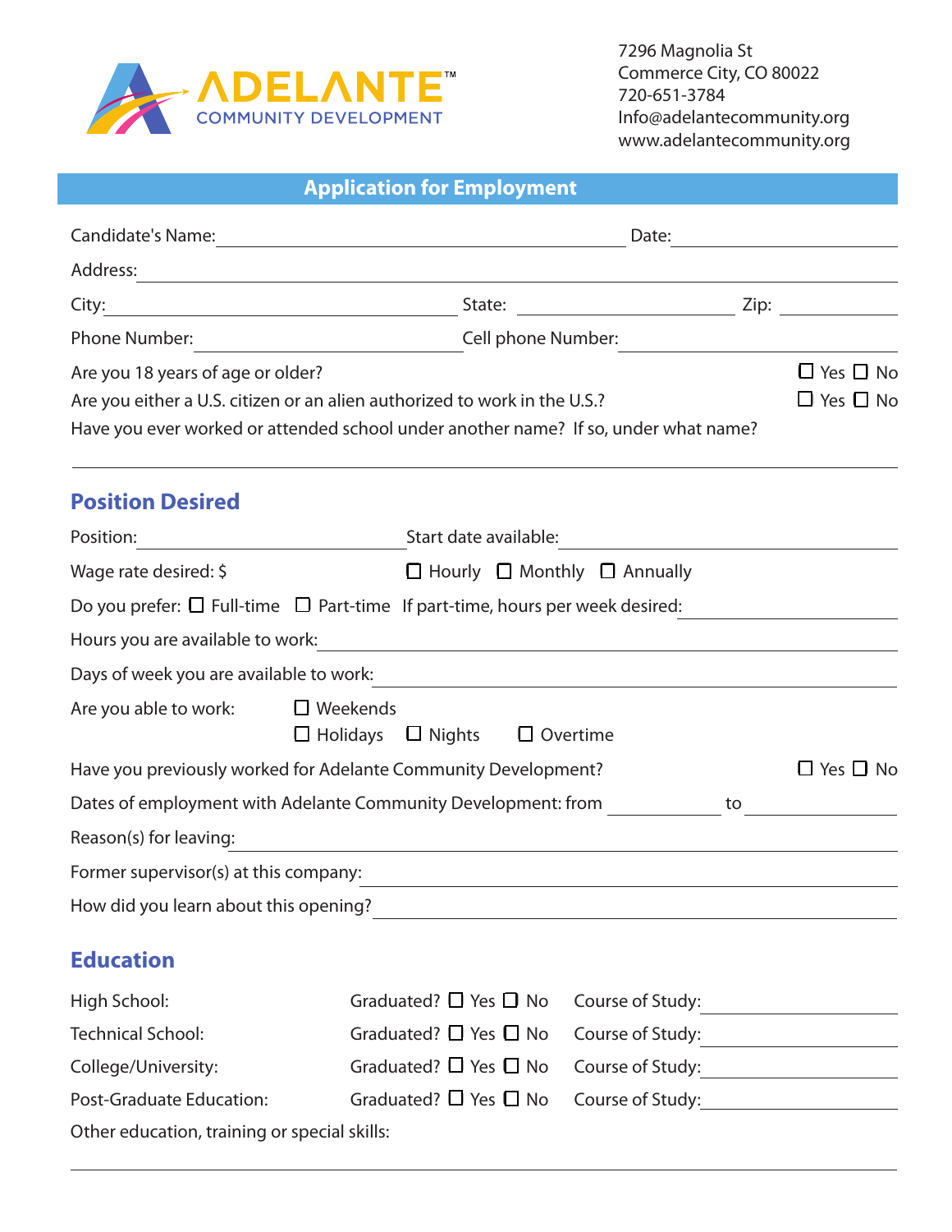ADELANTE™
COMMUNITY DEVELOPMENT

7296 Magnolia St
Commerce City, CO 80022
720-651-3784
Info@adelantecommunity.org
www.adelantecommunity.org

## Application for Employment

Candidate's Name: ______________________ Date: __________

Address: ______________________________________________

City: ____________________ State: ______________ Zip: ________

Phone Number: __________________ Cell phone Number: __________________

Are you 18 years of age or older? ☐ Yes ☐ No

Are you either a U.S. citizen or an alien authorized to work in the U.S.? ☐ Yes ☐ No

Have you ever worked or attended school under another name? If so, under what name?

______________________________________________

## Position Desired

Position: ____________________ Start date available: ____________________

Wage rate desired: $ __________ ☐ Hourly ☐ Monthly ☐ Annually

Do you prefer: ☐ Full-time ☐ Part-time If part-time, hours per week desired: __________

Hours you are available to work: ______________________________

Days of week you are available to work: ______________________________

Are you able to work: ☐ Weekends ☐ Holidays ☐ Nights ☐ Overtime

Have you previously worked for Adelante Community Development? ☐ Yes ☐ No

Dates of employment with Adelante Community Development: from __________ to __________

Reason(s) for leaving: ______________________________

Former supervisor(s) at this company: ______________________________

How did you learn about this opening? ______________________________

## Education

High School: Graduated? ☐ Yes ☐ No Course of Study: __________

Technical School: Graduated? ☐ Yes ☐ No Course of Study: __________

College/University: Graduated? ☐ Yes ☐ No Course of Study: __________

Post-Graduate Education: Graduated? ☐ Yes ☐ No Course of Study: __________

Other education, training or special skills:

______________________________________________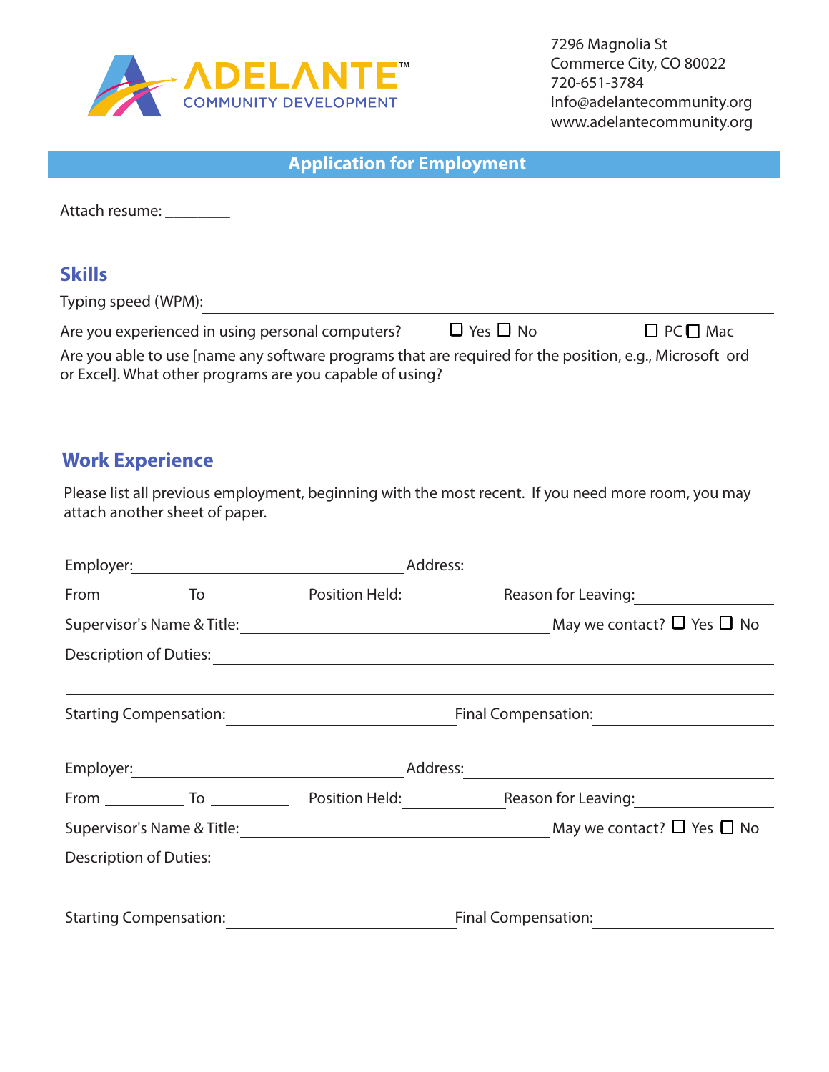ADELANTE™ COMMUNITY DEVELOPMENT

7296 Magnolia St
Commerce City, CO 80022
720-651-3784
Info@adelantecommunity.org
www.adelantecommunity.org

## Application for Employment

Attach resume: ________

## Skills

Typing speed (WPM): ______________________________

Are you experienced in using personal computers? ☐ Yes ☐ No ☐ PC ☐ Mac

Are you able to use [name any software programs that are required for the position, e.g., Microsoft ord or Excel]. What other programs are you capable of using?

______________________________

## Work Experience

Please list all previous employment, beginning with the most recent. If you need more room, you may attach another sheet of paper.

Employer: ______________________ Address: ______________________

From ________ To ________ Position Held: ________ Reason for Leaving: ________

Supervisor's Name & Title: ______________________ May we contact? ☐ Yes ☐ No

Description of Duties: ______________________

______________________

Starting Compensation: ______________ Final Compensation: ______________

Employer: ______________________ Address: ______________________

From ________ To ________ Position Held: ________ Reason for Leaving: ________

Supervisor's Name & Title: ______________________ May we contact? ☐ Yes ☐ No

Description of Duties: ______________________

______________________

Starting Compensation: ______________ Final Compensation: ______________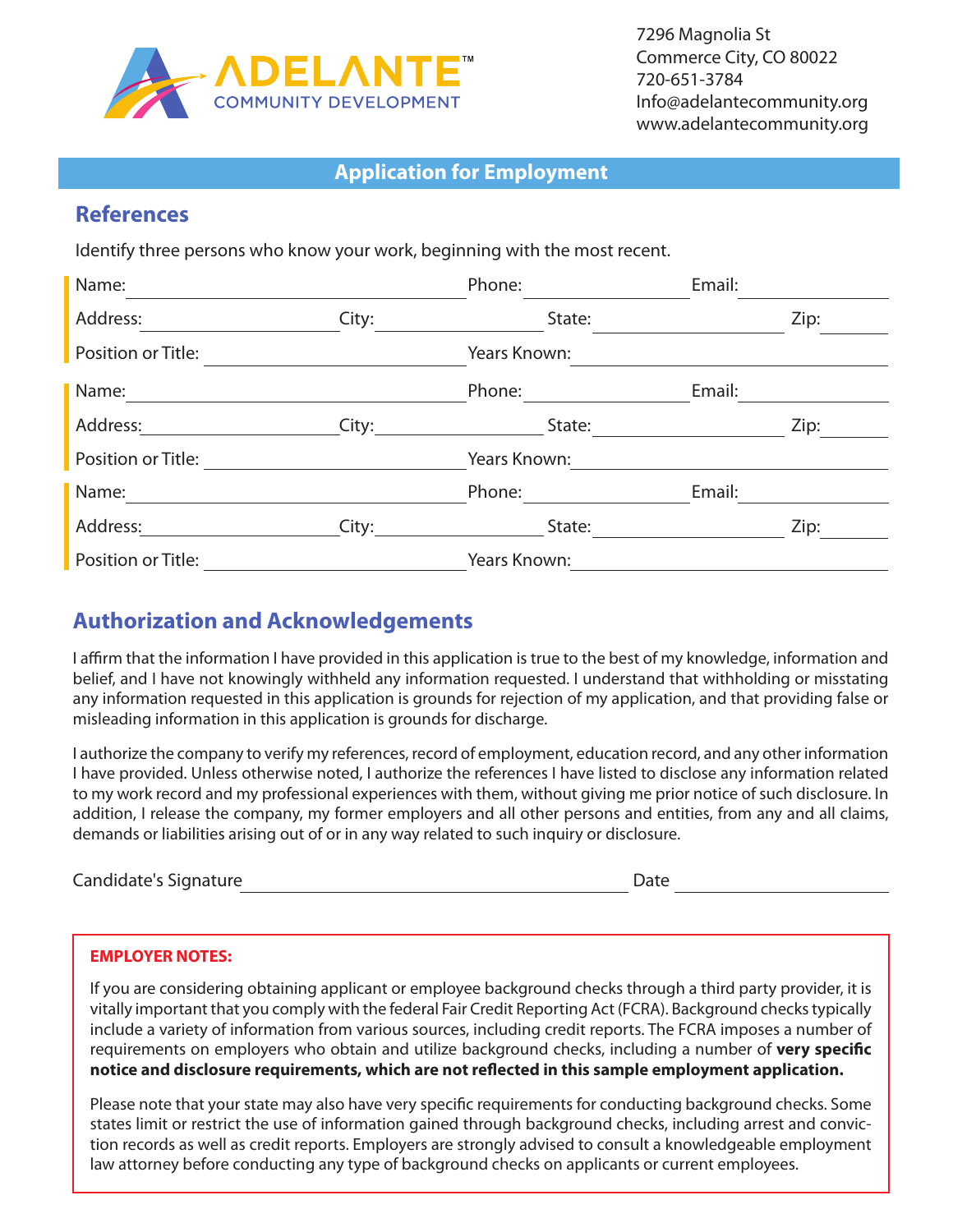**ADELANTE™**
COMMUNITY DEVELOPMENT

7296 Magnolia St
Commerce City, CO 80022
720-651-3784
Info@adelantecommunity.org
www.adelantecommunity.org

## Application for Employment

### References

Identify three persons who know your work, beginning with the most recent.

Name: ______________________ Phone: ______________ Email: ______________
Address: ______________ City: ______________ State: ______________ Zip: ________
Position or Title: ______________________ Years Known: ______________________

Name: ______________________ Phone: ______________ Email: ______________
Address: ______________ City: ______________ State: ______________ Zip: ________
Position or Title: ______________________ Years Known: ______________________

Name: ______________________ Phone: ______________ Email: ______________
Address: ______________ City: ______________ State: ______________ Zip: ________
Position or Title: ______________________ Years Known: ______________________

### Authorization and Acknowledgements

I affirm that the information I have provided in this application is true to the best of my knowledge, information and belief, and I have not knowingly withheld any information requested. I understand that withholding or misstating any information requested in this application is grounds for rejection of my application, and that providing false or misleading information in this application is grounds for discharge.

I authorize the company to verify my references, record of employment, education record, and any other information I have provided. Unless otherwise noted, I authorize the references I have listed to disclose any information related to my work record and my professional experiences with them, without giving me prior notice of such disclosure. In addition, I release the company, my former employers and all other persons and entities, from any and all claims, demands or liabilities arising out of or in any way related to such inquiry or disclosure.

Candidate's Signature ______________________________ Date ______________

**EMPLOYER NOTES:**

If you are considering obtaining applicant or employee background checks through a third party provider, it is vitally important that you comply with the federal Fair Credit Reporting Act (FCRA). Background checks typically include a variety of information from various sources, including credit reports. The FCRA imposes a number of requirements on employers who obtain and utilize background checks, including a number of **very specific notice and disclosure requirements, which are not reflected in this sample employment application.**

Please note that your state may also have very specific requirements for conducting background checks. Some states limit or restrict the use of information gained through background checks, including arrest and conviction records as well as credit reports. Employers are strongly advised to consult a knowledgeable employment law attorney before conducting any type of background checks on applicants or current employees.